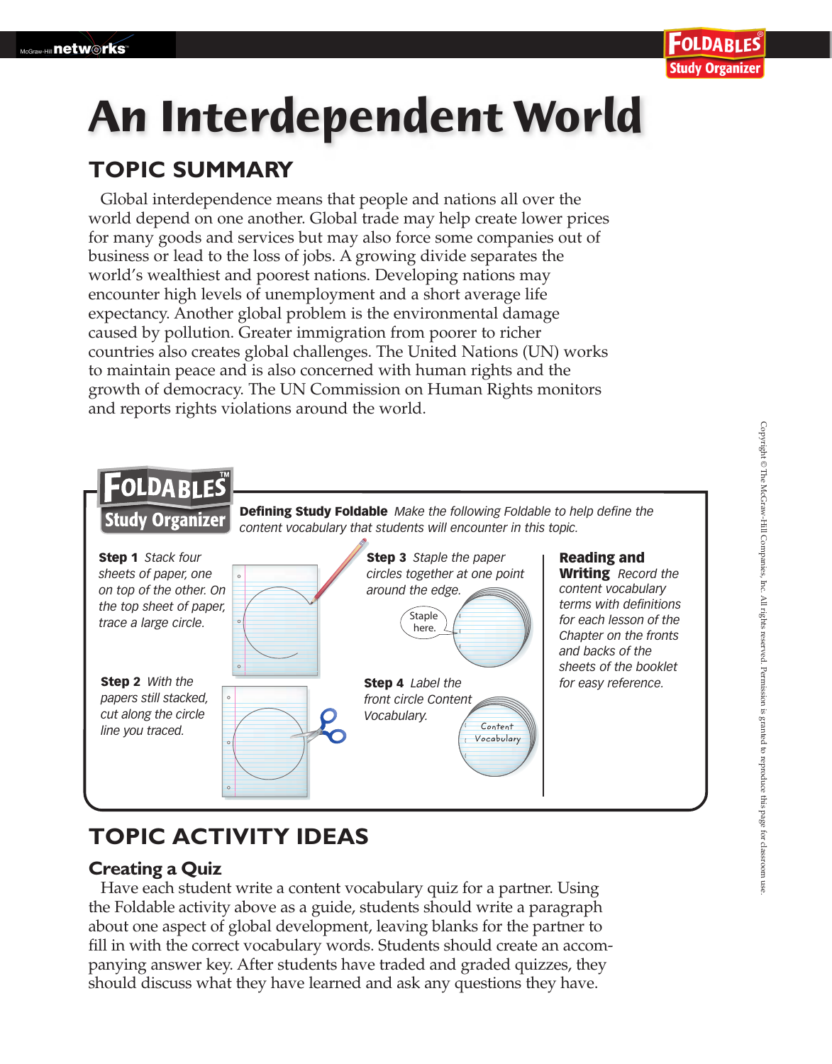# An Interdependent World

## TOPIC SUMMARY

Global interdependence means that people and nations all over the world depend on one another. Global trade may help create lower prices for many goods and services but may also force some companies out of business or lead to the loss of jobs. A growing divide separates the world's wealthiest and poorest nations. Developing nations may encounter high levels of unemployment and a short average life expectancy. Another global problem is the environmental damage caused by pollution. Greater immigration from poorer to richer countries also creates global challenges. The United Nations (UN) works to maintain peace and is also concerned with human rights and the growth of democracy. The UN Commission on Human Rights monitors and reports rights violations around the world.

### FOLDABLES Study Organizer

**Defining Study Foldable** *Make the following Foldable to help define the content vocabulary that students will encounter in this topic.*

**Step 1** *Stack four sheets of paper, one on top of the other. On the top sheet of paper, trace a large circle.*

**Step 2** *With the papers still stacked, cut along the circle line you traced.*

**Step 3** *Staple the paper circles together at one point around the edge.*

Staple here.

**Step 4** *Label the front circle Content Vocabulary.*

Content Vocabulary

**Reading and Writing** *Record the content vocabulary terms with definitions for each lesson of the Chapter on the fronts and backs of the sheets of the booklet for easy reference.*

## TOPIC ACTIVITY IDEAS

### Creating a Quiz

Have each student write a content vocabulary quiz for a partner. Using the Foldable activity above as a guide, students should write a paragraph about one aspect of global development, leaving blanks for the partner to fill in with the correct vocabulary words. Students should create an accompanying answer key. After students have traded and graded quizzes, they should discuss what they have learned and ask any questions they have.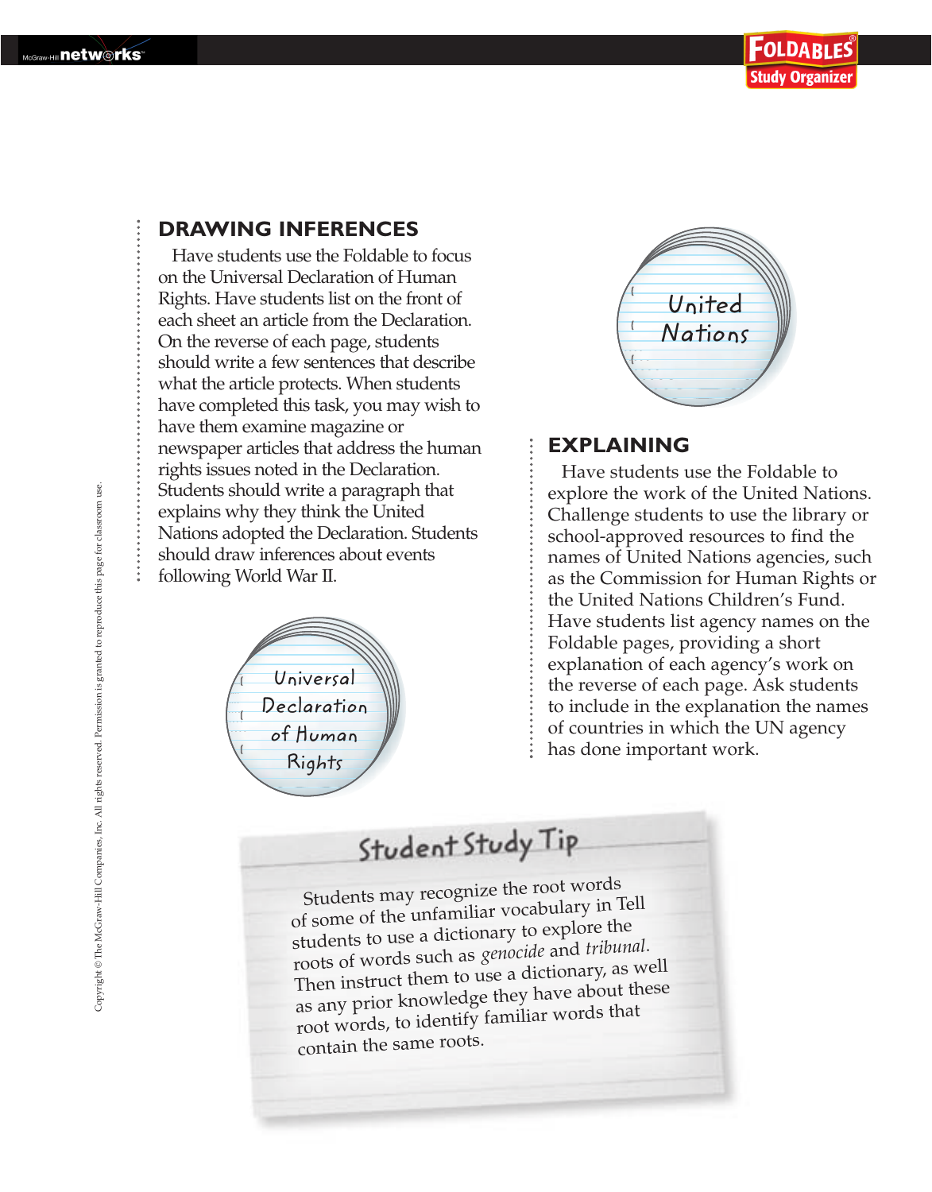## DRAWING INFERENCES

Have students use the Foldable to focus on the Universal Declaration of Human Rights. Have students list on the front of each sheet an article from the Declaration. On the reverse of each page, students should write a few sentences that describe what the article protects. When students have completed this task, you may wish to have them examine magazine or newspaper articles that address the human rights issues noted in the Declaration. Students should write a paragraph that explains why they think the United Nations adopted the Declaration. Students should draw inferences about events following World War II.

Universal Declaration of Human Rights

United Nations

## EXPLAINING

Have students use the Foldable to explore the work of the United Nations. Challenge students to use the library or school-approved resources to find the names of United Nations agencies, such as the Commission for Human Rights or the United Nations Children's Fund. Have students list agency names on the Foldable pages, providing a short explanation of each agency's work on the reverse of each page. Ask students to include in the explanation the names of countries in which the UN agency has done important work.

## Student Study Tip

Students may recognize the root words of some of the unfamiliar vocabulary in Tell students to use a dictionary to explore the roots of words such as *genocide* and *tribunal*. Then instruct them to use a dictionary, as well as any prior knowledge they have about these root words, to identify familiar words that contain the same roots.